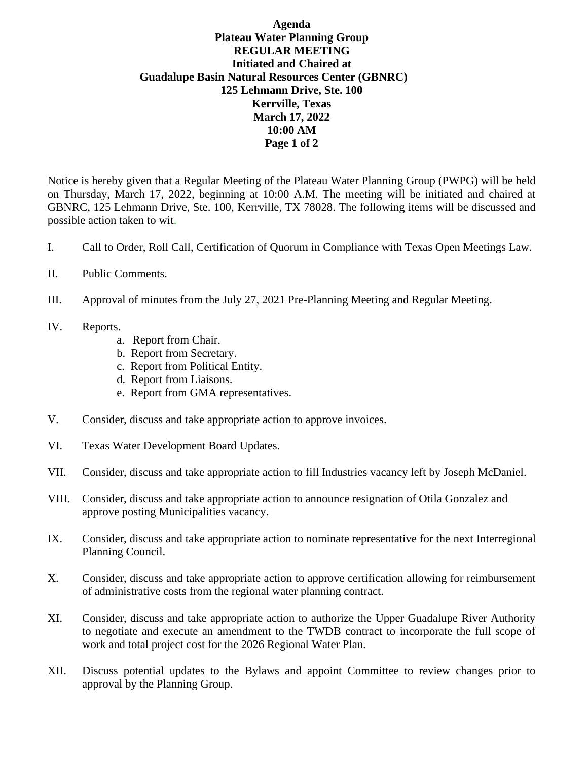# Agenda

## Plateau Water Planning Group
## REGULAR MEETING
## Initiated and Chaired at
## Guadalupe Basin Natural Resources Center (GBNRC)

**125 Lehmann Drive, Ste. 100**
**Kerrville, Texas**
**March 17, 2022**
**10:00 AM**

Notice is hereby given that a Regular Meeting of the Plateau Water Planning Group (PWPG) will be held on Thursday, March 17, 2022, beginning at 10:00 A.M. The meeting will be initiated and chaired at GBNRC, 125 Lehmann Drive, Ste. 100, Kerrville, TX 78028. The following items will be discussed and possible action taken to wit.

I. Call to Order, Roll Call, Certification of Quorum in Compliance with Texas Open Meetings Law.

II. Public Comments.

III. Approval of minutes from the July 27, 2021 Pre-Planning Meeting and Regular Meeting.

IV. Reports.
   a. Report from Chair.
   b. Report from Secretary.
   c. Report from Political Entity.
   d. Report from Liaisons.
   e. Report from GMA representatives.

V. Consider, discuss and take appropriate action to approve invoices.

VI. Texas Water Development Board Updates.

VII. Consider, discuss and take appropriate action to fill Industries vacancy left by Joseph McDaniel.

VIII. Consider, discuss and take appropriate action to announce resignation of Otila Gonzalez and approve posting Municipalities vacancy.

IX. Consider, discuss and take appropriate action to nominate representative for the next Interregional Planning Council.

X. Consider, discuss and take appropriate action to approve certification allowing for reimbursement of administrative costs from the regional water planning contract.

XI. Consider, discuss and take appropriate action to authorize the Upper Guadalupe River Authority to negotiate and execute an amendment to the TWDB contract to incorporate the full scope of work and total project cost for the 2026 Regional Water Plan.

XII. Discuss potential updates to the Bylaws and appoint Committee to review changes prior to approval by the Planning Group.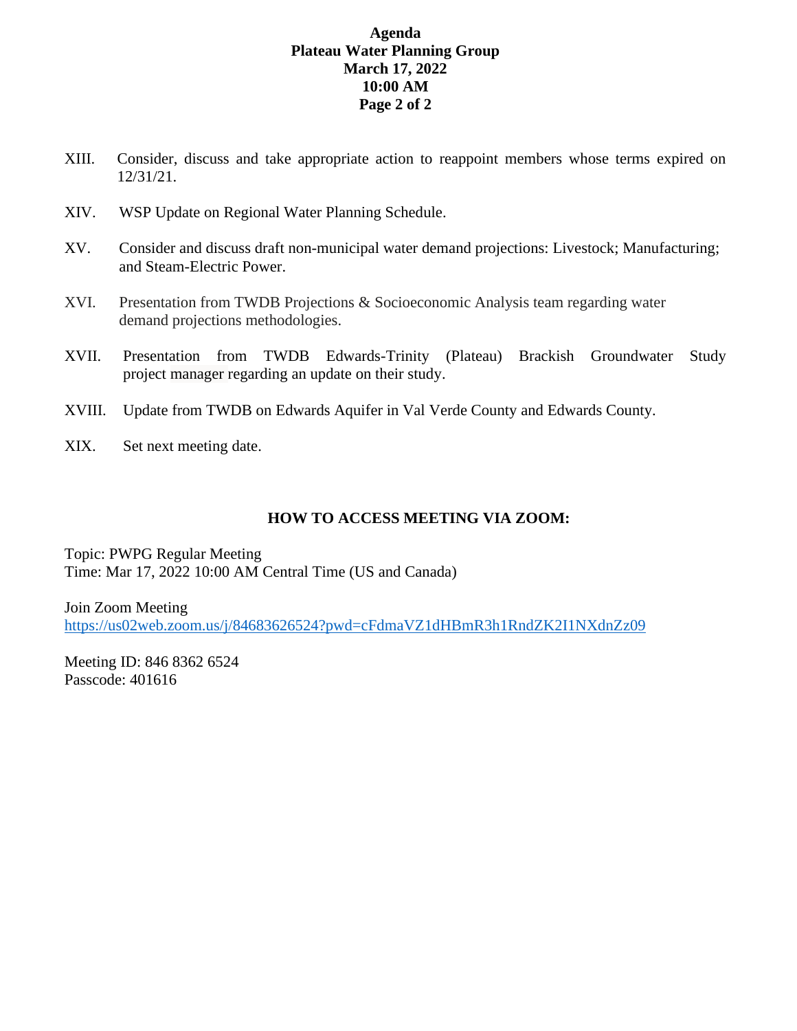**Agenda**
**Plateau Water Planning Group**
**March 17, 2022**
**10:00 AM**

XIII. Consider, discuss and take appropriate action to reappoint members whose terms expired on 12/31/21.

XIV. WSP Update on Regional Water Planning Schedule.

XV. Consider and discuss draft non-municipal water demand projections: Livestock; Manufacturing; and Steam-Electric Power.

XVI. Presentation from TWDB Projections & Socioeconomic Analysis team regarding water demand projections methodologies.

XVII. Presentation from TWDB Edwards-Trinity (Plateau) Brackish Groundwater Study project manager regarding an update on their study.

XVIII. Update from TWDB on Edwards Aquifer in Val Verde County and Edwards County.

XIX. Set next meeting date.

## HOW TO ACCESS MEETING VIA ZOOM:

Topic: PWPG Regular Meeting
Time: Mar 17, 2022 10:00 AM Central Time (US and Canada)

Join Zoom Meeting
https://us02web.zoom.us/j/84683626524?pwd=cFdmaVZ1dHBmR3h1RndZK2I1NXdnZz09

Meeting ID: 846 8362 6524
Passcode: 401616